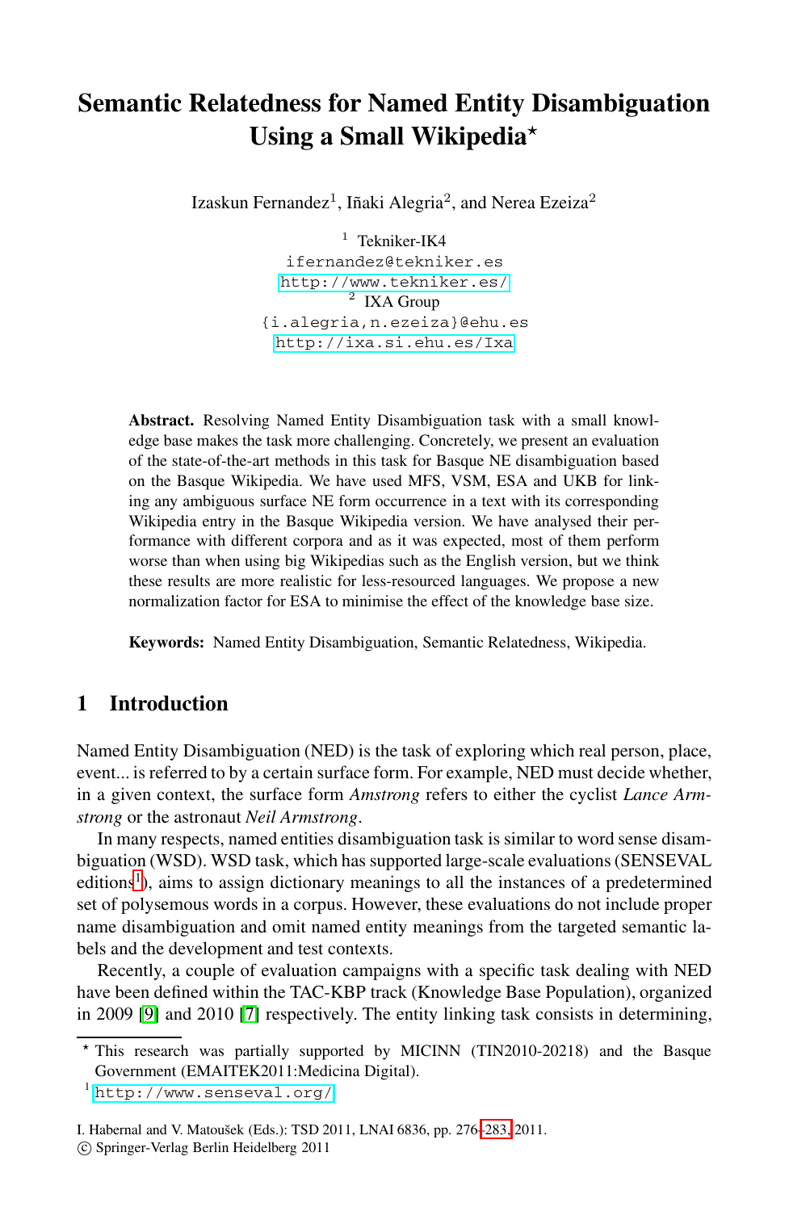# Semantic Relatedness for Named Entity Disambiguation Using a Small Wikipedia*

Izaskun Fernandez[1], Iñaki Alegria[2], and Nerea Ezeiza[2]

[1] Tekniker-IK4
ifernandez@tekniker.es
http://www.tekniker.es/
[2] IXA Group
{i.alegria,n.ezeiza}@ehu.es
http://ixa.si.ehu.es/Ixa

**Abstract.** Resolving Named Entity Disambiguation task with a small knowledge base makes the task more challenging. Concretely, we present an evaluation of the state-of-the-art methods in this task for Basque NE disambiguation based on the Basque Wikipedia. We have used MFS, VSM, ESA and UKB for linking any ambiguous surface NE form occurrence in a text with its corresponding Wikipedia entry in the Basque Wikipedia version. We have analysed their performance with different corpora and as it was expected, most of them perform worse than when using big Wikipedias such as the English version, but we think these results are more realistic for less-resourced languages. We propose a new normalization factor for ESA to minimise the effect of the knowledge base size.

**Keywords:** Named Entity Disambiguation, Semantic Relatedness, Wikipedia.

## 1 Introduction

Named Entity Disambiguation (NED) is the task of exploring which real person, place, event... is referred to by a certain surface form. For example, NED must decide whether, in a given context, the surface form *Amstrong* refers to either the cyclist *Lance Armstrong* or the astronaut *Neil Armstrong*.

In many respects, named entities disambiguation task is similar to word sense disambiguation (WSD). WSD task, which has supported large-scale evaluations (SENSEVAL editions[1]), aims to assign dictionary meanings to all the instances of a predetermined set of polysemous words in a corpus. However, these evaluations do not include proper name disambiguation and omit named entity meanings from the targeted semantic labels and the development and test contexts.

Recently, a couple of evaluation campaigns with a specific task dealing with NED have been defined within the TAC-KBP track (Knowledge Base Population), organized in 2009 [9] and 2010 [7] respectively. The entity linking task consists in determining,

---

* This research was partially supported by MICINN (TIN2010-20218) and the Basque Government (EMAITEK2011:Medicina Digital).

[1] http://www.senseval.org/

I. Habernal and V. Matoušek (Eds.): TSD 2011, LNAI 6836, pp. 276–283, 2011.
© Springer-Verlag Berlin Heidelberg 2011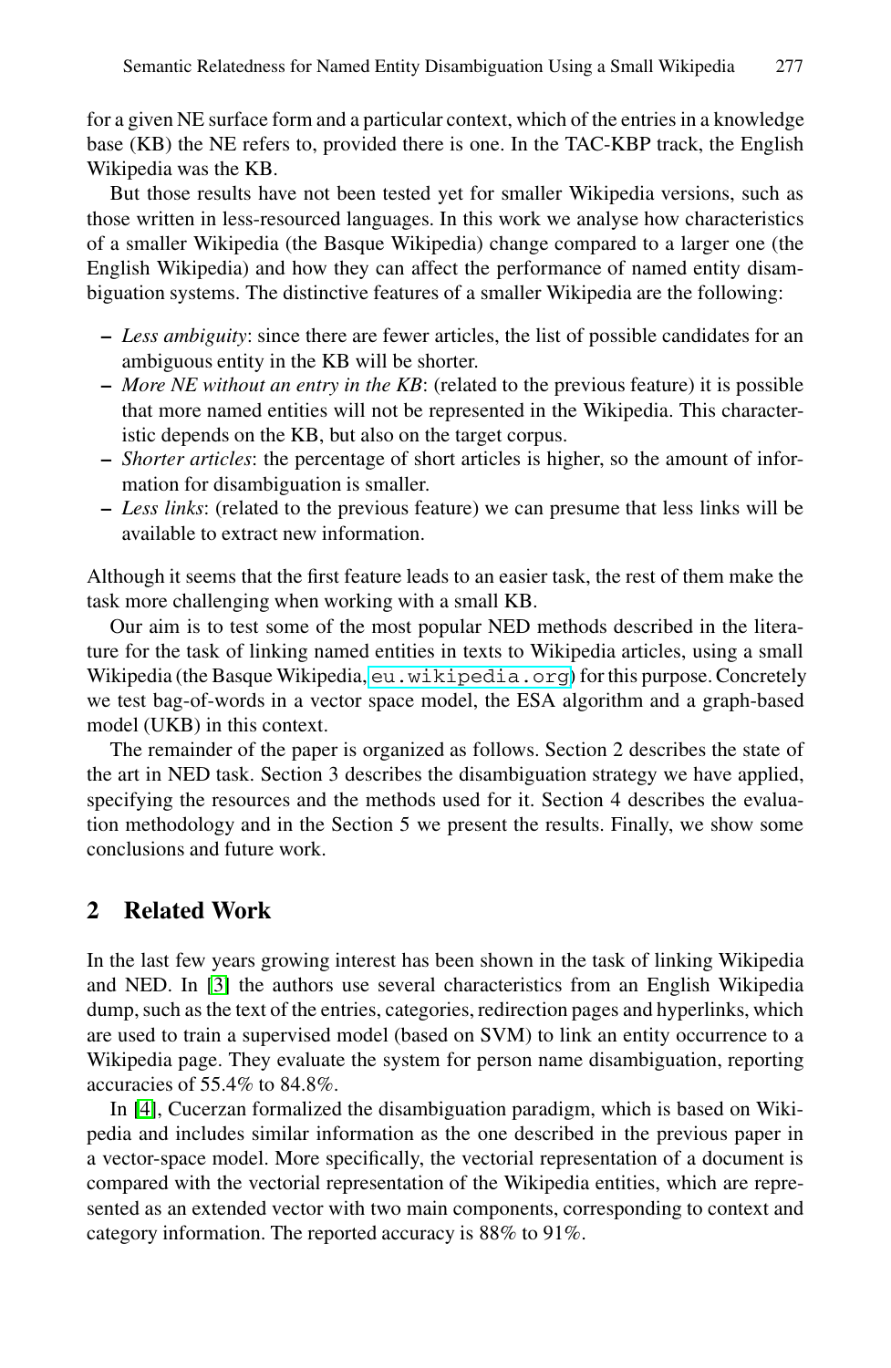for a given NE surface form and a particular context, which of the entries in a knowledge base (KB) the NE refers to, provided there is one. In the TAC-KBP track, the English Wikipedia was the KB.

But those results have not been tested yet for smaller Wikipedia versions, such as those written in less-resourced languages. In this work we analyse how characteristics of a smaller Wikipedia (the Basque Wikipedia) change compared to a larger one (the English Wikipedia) and how they can affect the performance of named entity disambiguation systems. The distinctive features of a smaller Wikipedia are the following:

- *Less ambiguity*: since there are fewer articles, the list of possible candidates for an ambiguous entity in the KB will be shorter.
- *More NE without an entry in the KB*: (related to the previous feature) it is possible that more named entities will not be represented in the Wikipedia. This characteristic depends on the KB, but also on the target corpus.
- *Shorter articles*: the percentage of short articles is higher, so the amount of information for disambiguation is smaller.
- *Less links*: (related to the previous feature) we can presume that less links will be available to extract new information.

Although it seems that the first feature leads to an easier task, the rest of them make the task more challenging when working with a small KB.

Our aim is to test some of the most popular NED methods described in the literature for the task of linking named entities in texts to Wikipedia articles, using a small Wikipedia (the Basque Wikipedia, `eu.wikipedia.org`) for this purpose. Concretely we test bag-of-words in a vector space model, the ESA algorithm and a graph-based model (UKB) in this context.

The remainder of the paper is organized as follows. Section 2 describes the state of the art in NED task. Section 3 describes the disambiguation strategy we have applied, specifying the resources and the methods used for it. Section 4 describes the evaluation methodology and in the Section 5 we present the results. Finally, we show some conclusions and future work.

## 2 Related Work

In the last few years growing interest has been shown in the task of linking Wikipedia and NED. In [3] the authors use several characteristics from an English Wikipedia dump, such as the text of the entries, categories, redirection pages and hyperlinks, which are used to train a supervised model (based on SVM) to link an entity occurrence to a Wikipedia page. They evaluate the system for person name disambiguation, reporting accuracies of 55.4% to 84.8%.

In [4], Cucerzan formalized the disambiguation paradigm, which is based on Wikipedia and includes similar information as the one described in the previous paper in a vector-space model. More specifically, the vectorial representation of a document is compared with the vectorial representation of the Wikipedia entities, which are represented as an extended vector with two main components, corresponding to context and category information. The reported accuracy is 88% to 91%.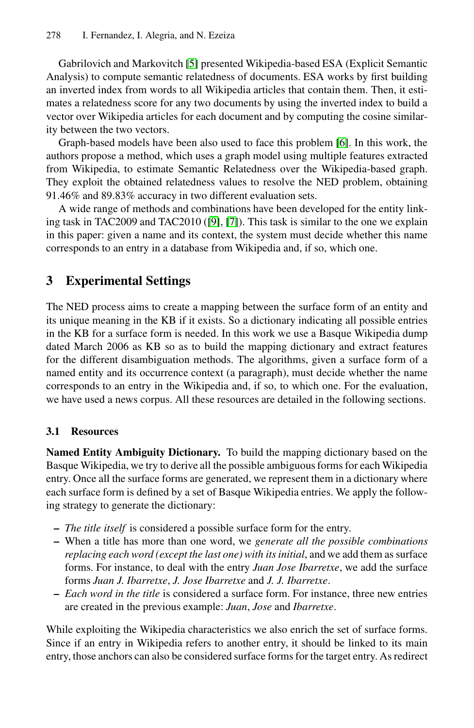Gabrilovich and Markovitch [5] presented Wikipedia-based ESA (Explicit Semantic Analysis) to compute semantic relatedness of documents. ESA works by first building an inverted index from words to all Wikipedia articles that contain them. Then, it estimates a relatedness score for any two documents by using the inverted index to build a vector over Wikipedia articles for each document and by computing the cosine similarity between the two vectors.

Graph-based models have been also used to face this problem [6]. In this work, the authors propose a method, which uses a graph model using multiple features extracted from Wikipedia, to estimate Semantic Relatedness over the Wikipedia-based graph. They exploit the obtained relatedness values to resolve the NED problem, obtaining 91.46% and 89.83% accuracy in two different evaluation sets.

A wide range of methods and combinations have been developed for the entity linking task in TAC2009 and TAC2010 ([9], [7]). This task is similar to the one we explain in this paper: given a name and its context, the system must decide whether this name corresponds to an entry in a database from Wikipedia and, if so, which one.

## 3 Experimental Settings

The NED process aims to create a mapping between the surface form of an entity and its unique meaning in the KB if it exists. So a dictionary indicating all possible entries in the KB for a surface form is needed. In this work we use a Basque Wikipedia dump dated March 2006 as KB so as to build the mapping dictionary and extract features for the different disambiguation methods. The algorithms, given a surface form of a named entity and its occurrence context (a paragraph), must decide whether the name corresponds to an entry in the Wikipedia and, if so, to which one. For the evaluation, we have used a news corpus. All these resources are detailed in the following sections.

### 3.1 Resources

**Named Entity Ambiguity Dictionary.** To build the mapping dictionary based on the Basque Wikipedia, we try to derive all the possible ambiguous forms for each Wikipedia entry. Once all the surface forms are generated, we represent them in a dictionary where each surface form is defined by a set of Basque Wikipedia entries. We apply the following strategy to generate the dictionary:

- *The title itself* is considered a possible surface form for the entry.
- When a title has more than one word, we *generate all the possible combinations replacing each word (except the last one) with its initial*, and we add them as surface forms. For instance, to deal with the entry *Juan Jose Ibarretxe*, we add the surface forms *Juan J. Ibarretxe*, *J. Jose Ibarretxe* and *J. J. Ibarretxe*.
- *Each word in the title* is considered a surface form. For instance, three new entries are created in the previous example: *Juan*, *Jose* and *Ibarretxe*.

While exploiting the Wikipedia characteristics we also enrich the set of surface forms. Since if an entry in Wikipedia refers to another entry, it should be linked to its main entry, those anchors can also be considered surface forms for the target entry. As redirect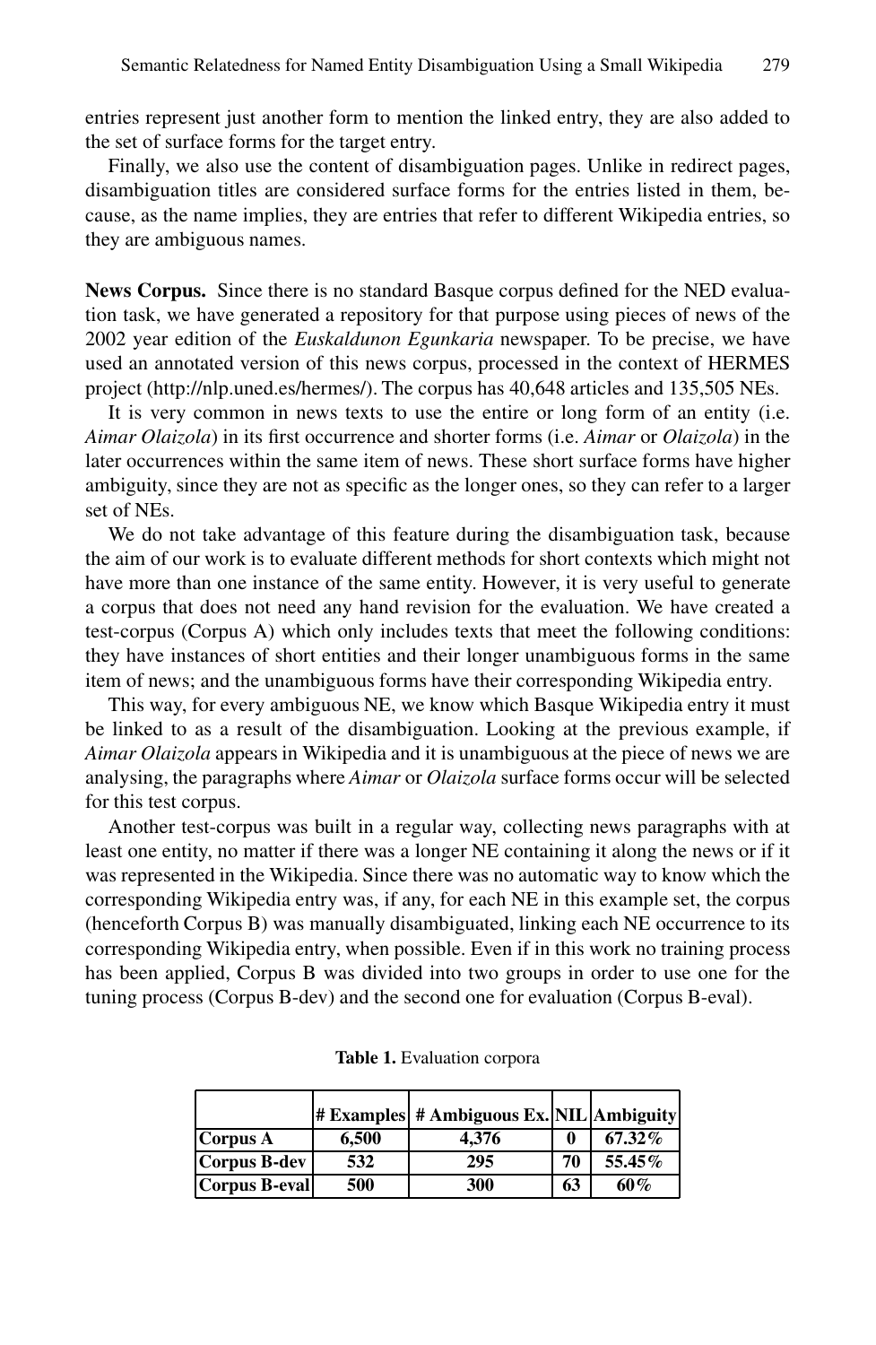entries represent just another form to mention the linked entry, they are also added to the set of surface forms for the target entry.

Finally, we also use the content of disambiguation pages. Unlike in redirect pages, disambiguation titles are considered surface forms for the entries listed in them, because, as the name implies, they are entries that refer to different Wikipedia entries, so they are ambiguous names.

**News Corpus.** Since there is no standard Basque corpus defined for the NED evaluation task, we have generated a repository for that purpose using pieces of news of the 2002 year edition of the *Euskaldunon Egunkaria* newspaper. To be precise, we have used an annotated version of this news corpus, processed in the context of HERMES project (http://nlp.uned.es/hermes/). The corpus has 40,648 articles and 135,505 NEs.

It is very common in news texts to use the entire or long form of an entity (i.e. *Aimar Olaizola*) in its first occurrence and shorter forms (i.e. *Aimar* or *Olaizola*) in the later occurrences within the same item of news. These short surface forms have higher ambiguity, since they are not as specific as the longer ones, so they can refer to a larger set of NEs.

We do not take advantage of this feature during the disambiguation task, because the aim of our work is to evaluate different methods for short contexts which might not have more than one instance of the same entity. However, it is very useful to generate a corpus that does not need any hand revision for the evaluation. We have created a test-corpus (Corpus A) which only includes texts that meet the following conditions: they have instances of short entities and their longer unambiguous forms in the same item of news; and the unambiguous forms have their corresponding Wikipedia entry.

This way, for every ambiguous NE, we know which Basque Wikipedia entry it must be linked to as a result of the disambiguation. Looking at the previous example, if *Aimar Olaizola* appears in Wikipedia and it is unambiguous at the piece of news we are analysing, the paragraphs where *Aimar* or *Olaizola* surface forms occur will be selected for this test corpus.

Another test-corpus was built in a regular way, collecting news paragraphs with at least one entity, no matter if there was a longer NE containing it along the news or if it was represented in the Wikipedia. Since there was no automatic way to know which the corresponding Wikipedia entry was, if any, for each NE in this example set, the corpus (henceforth Corpus B) was manually disambiguated, linking each NE occurrence to its corresponding Wikipedia entry, when possible. Even if in this work no training process has been applied, Corpus B was divided into two groups in order to use one for the tuning process (Corpus B-dev) and the second one for evaluation (Corpus B-eval).

**Table 1.** Evaluation corpora

| | # Examples | # Ambiguous Ex. | NIL | Ambiguity |
|---|---|---|---|---|
| **Corpus A** | **6,500** | **4,376** | **0** | **67.32%** |
| **Corpus B-dev** | **532** | **295** | **70** | **55.45%** |
| **Corpus B-eval** | **500** | **300** | **63** | **60%** |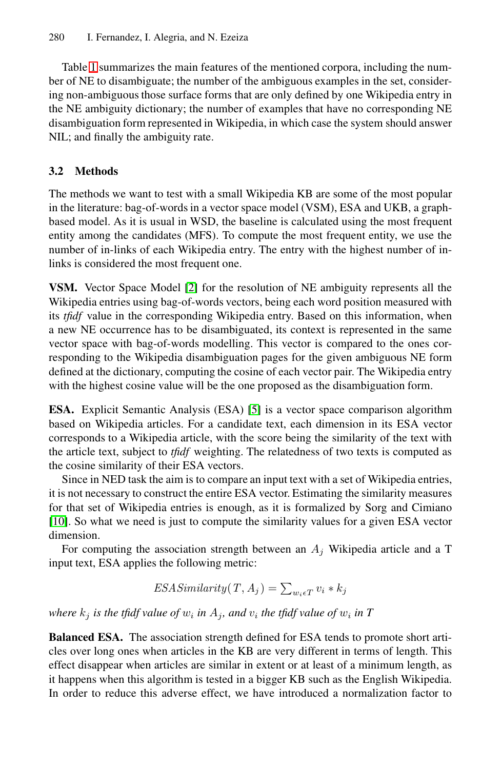Table 1 summarizes the main features of the mentioned corpora, including the number of NE to disambiguate; the number of the ambiguous examples in the set, considering non-ambiguous those surface forms that are only defined by one Wikipedia entry in the NE ambiguity dictionary; the number of examples that have no corresponding NE disambiguation form represented in Wikipedia, in which case the system should answer NIL; and finally the ambiguity rate.

### 3.2 Methods

The methods we want to test with a small Wikipedia KB are some of the most popular in the literature: bag-of-words in a vector space model (VSM), ESA and UKB, a graph-based model. As it is usual in WSD, the baseline is calculated using the most frequent entity among the candidates (MFS). To compute the most frequent entity, we use the number of in-links of each Wikipedia entry. The entry with the highest number of in-links is considered the most frequent one.

**VSM.** Vector Space Model [2] for the resolution of NE ambiguity represents all the Wikipedia entries using bag-of-words vectors, being each word position measured with its *tfidf* value in the corresponding Wikipedia entry. Based on this information, when a new NE occurrence has to be disambiguated, its context is represented in the same vector space with bag-of-words modelling. This vector is compared to the ones corresponding to the Wikipedia disambiguation pages for the given ambiguous NE form defined at the dictionary, computing the cosine of each vector pair. The Wikipedia entry with the highest cosine value will be the one proposed as the disambiguation form.

**ESA.** Explicit Semantic Analysis (ESA) [5] is a vector space comparison algorithm based on Wikipedia articles. For a candidate text, each dimension in its ESA vector corresponds to a Wikipedia article, with the score being the similarity of the text with the article text, subject to *tfidf* weighting. The relatedness of two texts is computed as the cosine similarity of their ESA vectors.

Since in NED task the aim is to compare an input text with a set of Wikipedia entries, it is not necessary to construct the entire ESA vector. Estimating the similarity measures for that set of Wikipedia entries is enough, as it is formalized by Sorg and Cimiano [10]. So what we need is just to compute the similarity values for a given ESA vector dimension.

For computing the association strength between an $A_j$ Wikipedia article and a T input text, ESA applies the following metric:

$$ESASimilarity(T, A_j) = \sum_{w_i \epsilon T} v_i * k_j$$

*where $k_j$ is the tfidf value of $w_i$ in $A_j$, and $v_i$ the tfidf value of $w_i$ in T*

**Balanced ESA.** The association strength defined for ESA tends to promote short articles over long ones when articles in the KB are very different in terms of length. This effect disappear when articles are similar in extent or at least of a minimum length, as it happens when this algorithm is tested in a bigger KB such as the English Wikipedia. In order to reduce this adverse effect, we have introduced a normalization factor to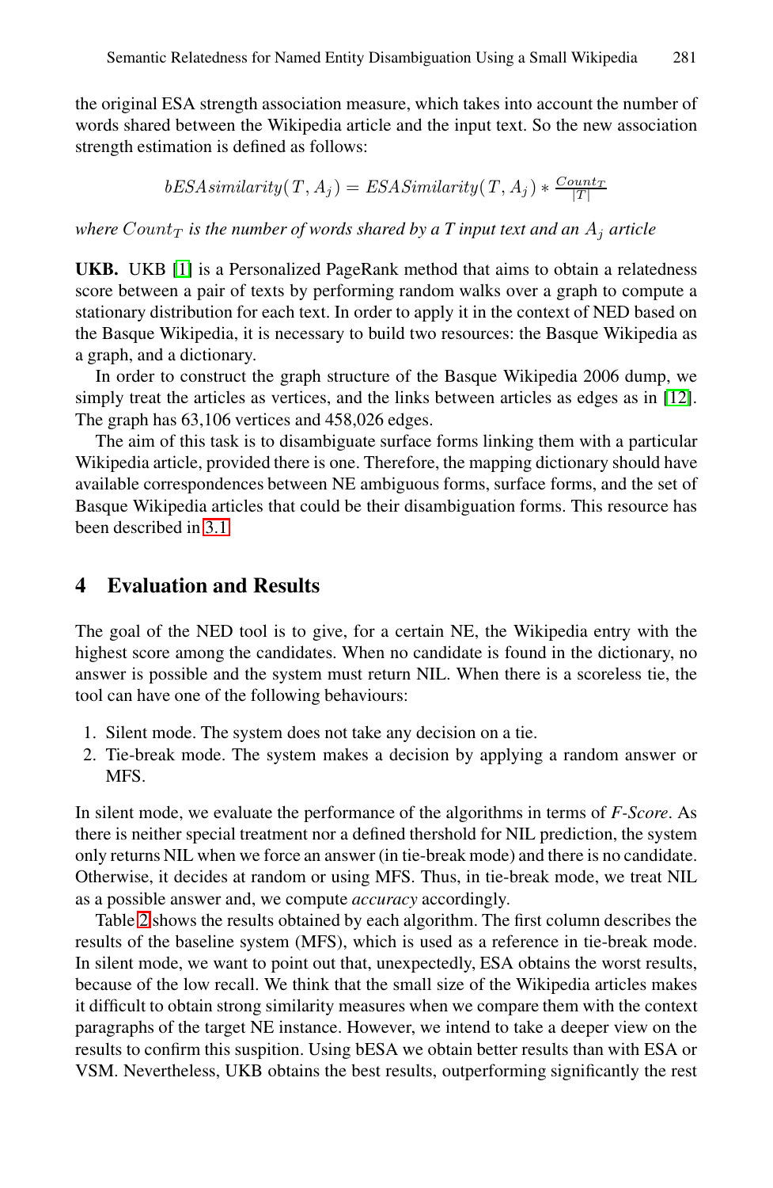the original ESA strength association measure, which takes into account the number of words shared between the Wikipedia article and the input text. So the new association strength estimation is defined as follows:

$$bESAsimilarity(T, A_j) = ESASimilarity(T, A_j) * \frac{Count_T}{|T|}$$

*where $Count_T$ is the number of words shared by a T input text and an $A_j$ article*

**UKB.** UKB [1] is a Personalized PageRank method that aims to obtain a relatedness score between a pair of texts by performing random walks over a graph to compute a stationary distribution for each text. In order to apply it in the context of NED based on the Basque Wikipedia, it is necessary to build two resources: the Basque Wikipedia as a graph, and a dictionary.

In order to construct the graph structure of the Basque Wikipedia 2006 dump, we simply treat the articles as vertices, and the links between articles as edges as in [12]. The graph has 63,106 vertices and 458,026 edges.

The aim of this task is to disambiguate surface forms linking them with a particular Wikipedia article, provided there is one. Therefore, the mapping dictionary should have available correspondences between NE ambiguous forms, surface forms, and the set of Basque Wikipedia articles that could be their disambiguation forms. This resource has been described in 3.1

## 4 Evaluation and Results

The goal of the NED tool is to give, for a certain NE, the Wikipedia entry with the highest score among the candidates. When no candidate is found in the dictionary, no answer is possible and the system must return NIL. When there is a scoreless tie, the tool can have one of the following behaviours:

1. Silent mode. The system does not take any decision on a tie.
2. Tie-break mode. The system makes a decision by applying a random answer or MFS.

In silent mode, we evaluate the performance of the algorithms in terms of *F-Score*. As there is neither special treatment nor a defined thershold for NIL prediction, the system only returns NIL when we force an answer (in tie-break mode) and there is no candidate. Otherwise, it decides at random or using MFS. Thus, in tie-break mode, we treat NIL as a possible answer and, we compute *accuracy* accordingly.

Table 2 shows the results obtained by each algorithm. The first column describes the results of the baseline system (MFS), which is used as a reference in tie-break mode. In silent mode, we want to point out that, unexpectedly, ESA obtains the worst results, because of the low recall. We think that the small size of the Wikipedia articles makes it difficult to obtain strong similarity measures when we compare them with the context paragraphs of the target NE instance. However, we intend to take a deeper view on the results to confirm this suspition. Using bESA we obtain better results than with ESA or VSM. Nevertheless, UKB obtains the best results, outperforming significantly the rest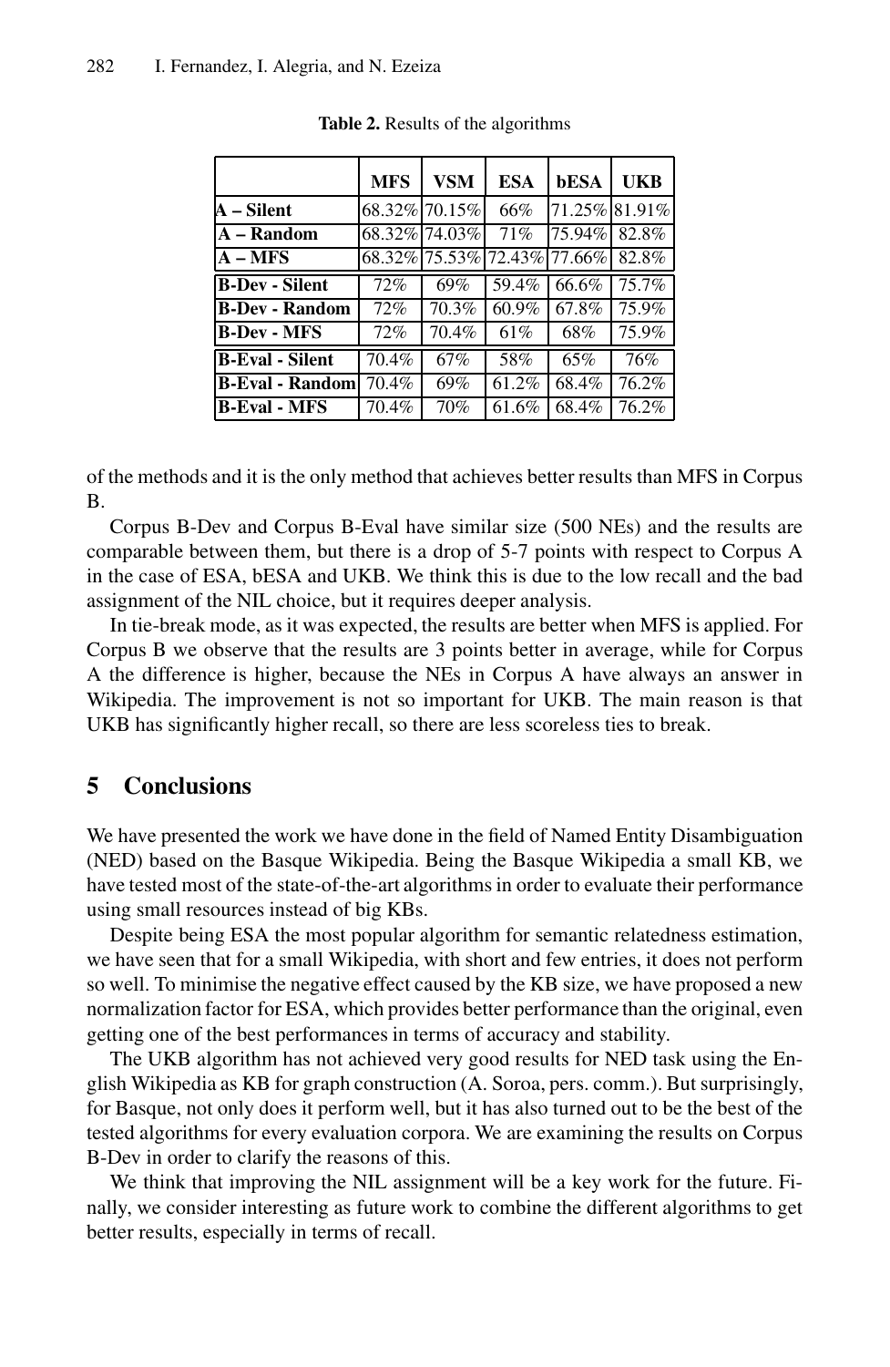**Table 2.** Results of the algorithms

| | MFS | VSM | ESA | bESA | UKB |
|---|---|---|---|---|---|
| **A – Silent** | 68.32% | 70.15% | 66% | 71.25% | 81.91% |
| **A – Random** | 68.32% | 74.03% | 71% | 75.94% | 82.8% |
| **A – MFS** | 68.32% | 75.53% | 72.43% | 77.66% | 82.8% |
| **B-Dev - Silent** | 72% | 69% | 59.4% | 66.6% | 75.7% |
| **B-Dev - Random** | 72% | 70.3% | 60.9% | 67.8% | 75.9% |
| **B-Dev - MFS** | 72% | 70.4% | 61% | 68% | 75.9% |
| **B-Eval - Silent** | 70.4% | 67% | 58% | 65% | 76% |
| **B-Eval - Random** | 70.4% | 69% | 61.2% | 68.4% | 76.2% |
| **B-Eval - MFS** | 70.4% | 70% | 61.6% | 68.4% | 76.2% |

of the methods and it is the only method that achieves better results than MFS in Corpus B.

Corpus B-Dev and Corpus B-Eval have similar size (500 NEs) and the results are comparable between them, but there is a drop of 5-7 points with respect to Corpus A in the case of ESA, bESA and UKB. We think this is due to the low recall and the bad assignment of the NIL choice, but it requires deeper analysis.

In tie-break mode, as it was expected, the results are better when MFS is applied. For Corpus B we observe that the results are 3 points better in average, while for Corpus A the difference is higher, because the NEs in Corpus A have always an answer in Wikipedia. The improvement is not so important for UKB. The main reason is that UKB has significantly higher recall, so there are less scoreless ties to break.

## 5 Conclusions

We have presented the work we have done in the field of Named Entity Disambiguation (NED) based on the Basque Wikipedia. Being the Basque Wikipedia a small KB, we have tested most of the state-of-the-art algorithms in order to evaluate their performance using small resources instead of big KBs.

Despite being ESA the most popular algorithm for semantic relatedness estimation, we have seen that for a small Wikipedia, with short and few entries, it does not perform so well. To minimise the negative effect caused by the KB size, we have proposed a new normalization factor for ESA, which provides better performance than the original, even getting one of the best performances in terms of accuracy and stability.

The UKB algorithm has not achieved very good results for NED task using the English Wikipedia as KB for graph construction (A. Soroa, pers. comm.). But surprisingly, for Basque, not only does it perform well, but it has also turned out to be the best of the tested algorithms for every evaluation corpora. We are examining the results on Corpus B-Dev in order to clarify the reasons of this.

We think that improving the NIL assignment will be a key work for the future. Finally, we consider interesting as future work to combine the different algorithms to get better results, especially in terms of recall.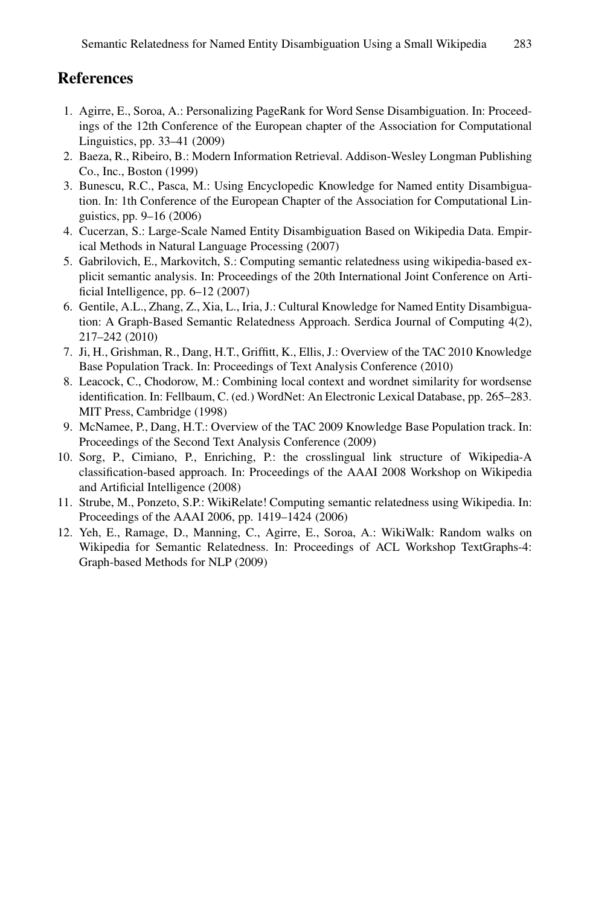## References

1. Agirre, E., Soroa, A.: Personalizing PageRank for Word Sense Disambiguation. In: Proceedings of the 12th Conference of the European chapter of the Association for Computational Linguistics, pp. 33–41 (2009)
2. Baeza, R., Ribeiro, B.: Modern Information Retrieval. Addison-Wesley Longman Publishing Co., Inc., Boston (1999)
3. Bunescu, R.C., Pasca, M.: Using Encyclopedic Knowledge for Named entity Disambiguation. In: 1th Conference of the European Chapter of the Association for Computational Linguistics, pp. 9–16 (2006)
4. Cucerzan, S.: Large-Scale Named Entity Disambiguation Based on Wikipedia Data. Empirical Methods in Natural Language Processing (2007)
5. Gabrilovich, E., Markovitch, S.: Computing semantic relatedness using wikipedia-based explicit semantic analysis. In: Proceedings of the 20th International Joint Conference on Artificial Intelligence, pp. 6–12 (2007)
6. Gentile, A.L., Zhang, Z., Xia, L., Iria, J.: Cultural Knowledge for Named Entity Disambiguation: A Graph-Based Semantic Relatedness Approach. Serdica Journal of Computing 4(2), 217–242 (2010)
7. Ji, H., Grishman, R., Dang, H.T., Griffitt, K., Ellis, J.: Overview of the TAC 2010 Knowledge Base Population Track. In: Proceedings of Text Analysis Conference (2010)
8. Leacock, C., Chodorow, M.: Combining local context and wordnet similarity for wordsense identification. In: Fellbaum, C. (ed.) WordNet: An Electronic Lexical Database, pp. 265–283. MIT Press, Cambridge (1998)
9. McNamee, P., Dang, H.T.: Overview of the TAC 2009 Knowledge Base Population track. In: Proceedings of the Second Text Analysis Conference (2009)
10. Sorg, P., Cimiano, P., Enriching, P.: the crosslingual link structure of Wikipedia-A classification-based approach. In: Proceedings of the AAAI 2008 Workshop on Wikipedia and Artificial Intelligence (2008)
11. Strube, M., Ponzeto, S.P.: WikiRelate! Computing semantic relatedness using Wikipedia. In: Proceedings of the AAAI 2006, pp. 1419–1424 (2006)
12. Yeh, E., Ramage, D., Manning, C., Agirre, E., Soroa, A.: WikiWalk: Random walks on Wikipedia for Semantic Relatedness. In: Proceedings of ACL Workshop TextGraphs-4: Graph-based Methods for NLP (2009)